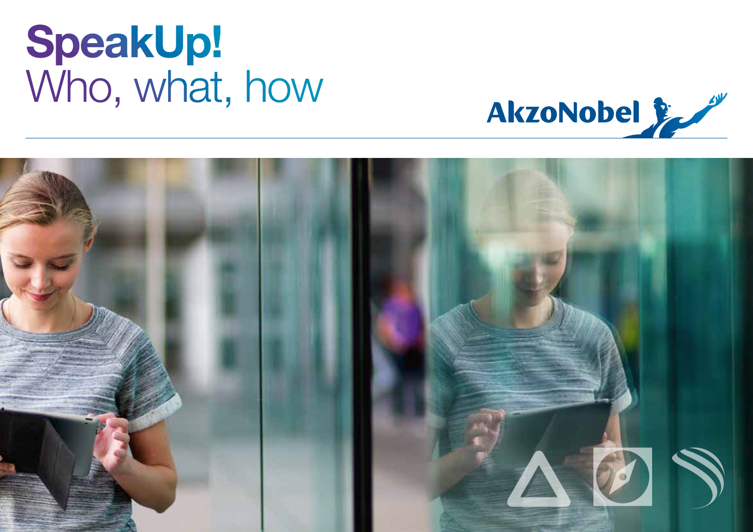# SpeakUp!

## Who, what, how

AkzoNobel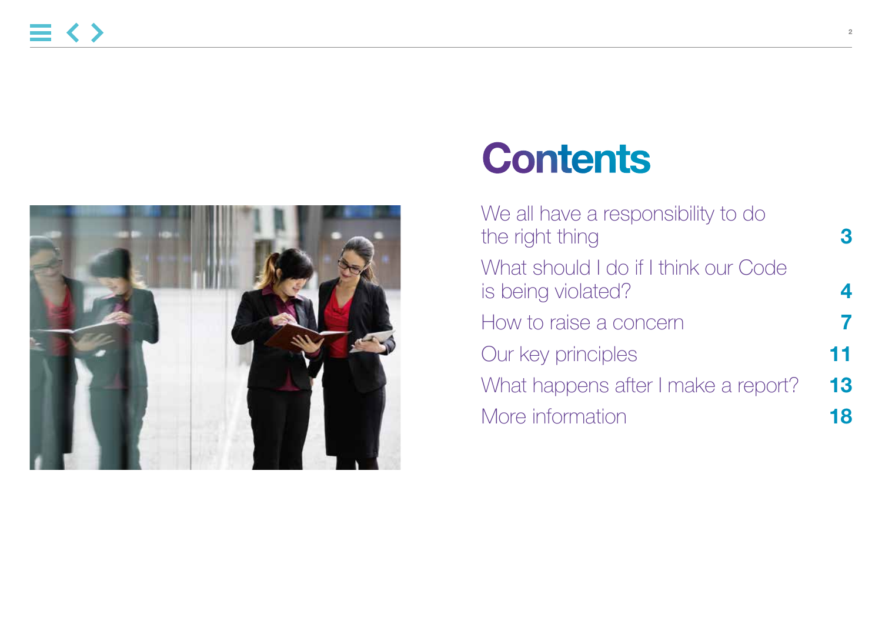# Contents

| | |
|---|---|
| We all have a responsibility to do the right thing | 3 |
| What should I do if I think our Code is being violated? | 4 |
| How to raise a concern | 7 |
| Our key principles | 11 |
| What happens after I make a report? | 13 |
| More information | 18 |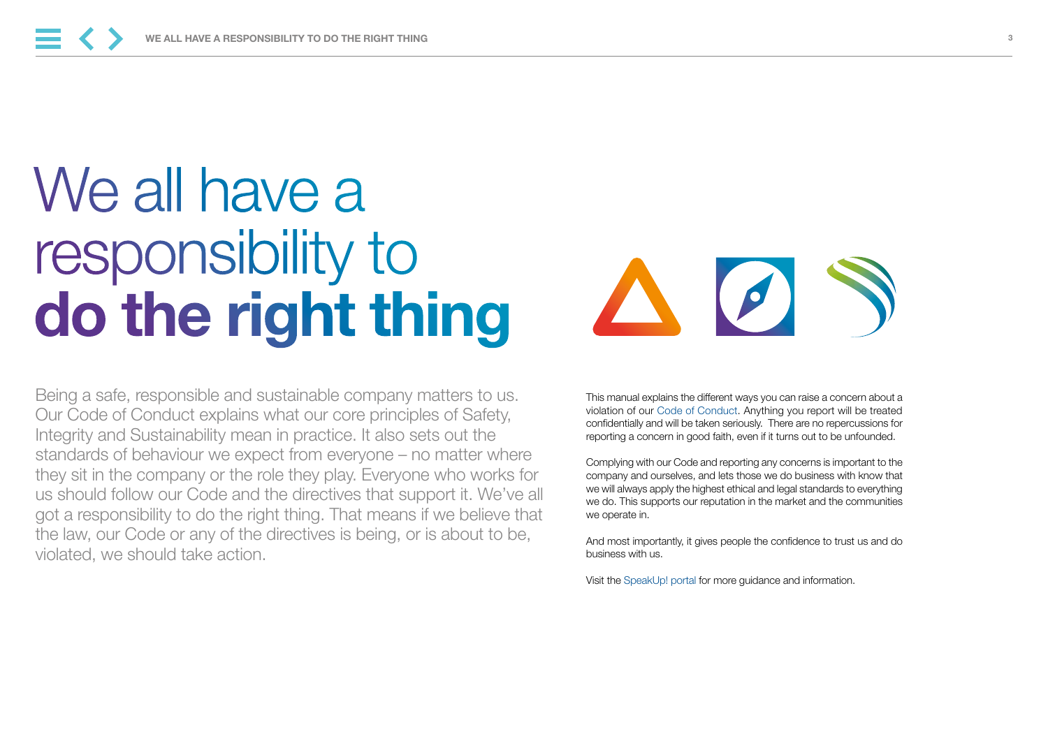# We all have a responsibility to **do the right thing**

Being a safe, responsible and sustainable company matters to us. Our Code of Conduct explains what our core principles of Safety, Integrity and Sustainability mean in practice. It also sets out the standards of behaviour we expect from everyone – no matter where they sit in the company or the role they play. Everyone who works for us should follow our Code and the directives that support it. We've all got a responsibility to do the right thing. That means if we believe that the law, our Code or any of the directives is being, or is about to be, violated, we should take action.

This manual explains the different ways you can raise a concern about a violation of our Code of Conduct. Anything you report will be treated confidentially and will be taken seriously. There are no repercussions for reporting a concern in good faith, even if it turns out to be unfounded.

Complying with our Code and reporting any concerns is important to the company and ourselves, and lets those we do business with know that we will always apply the highest ethical and legal standards to everything we do. This supports our reputation in the market and the communities we operate in.

And most importantly, it gives people the confidence to trust us and do business with us.

Visit the SpeakUp! portal for more guidance and information.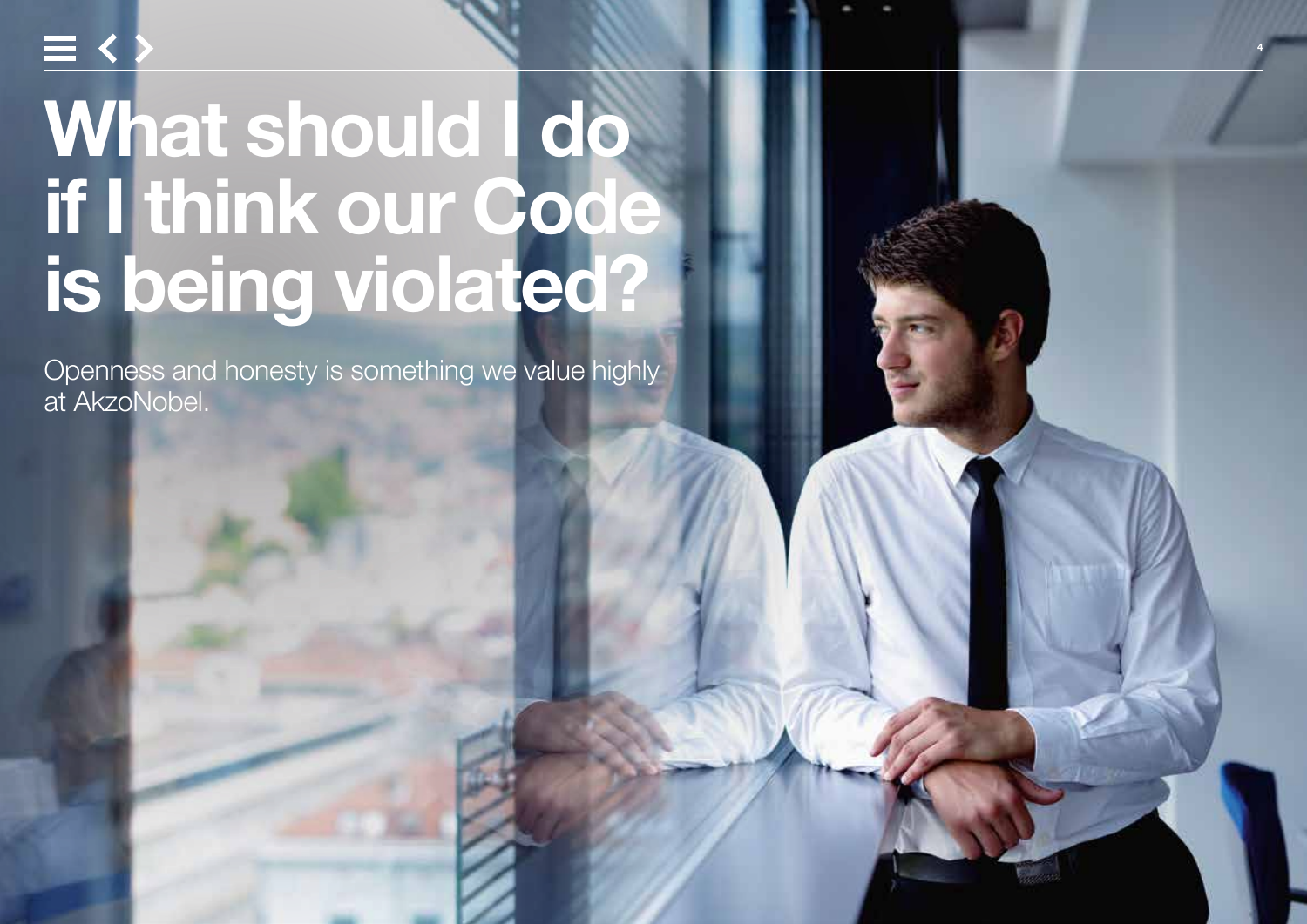# What should I do if I think our Code is being violated?

Openness and honesty is something we value highly at AkzoNobel.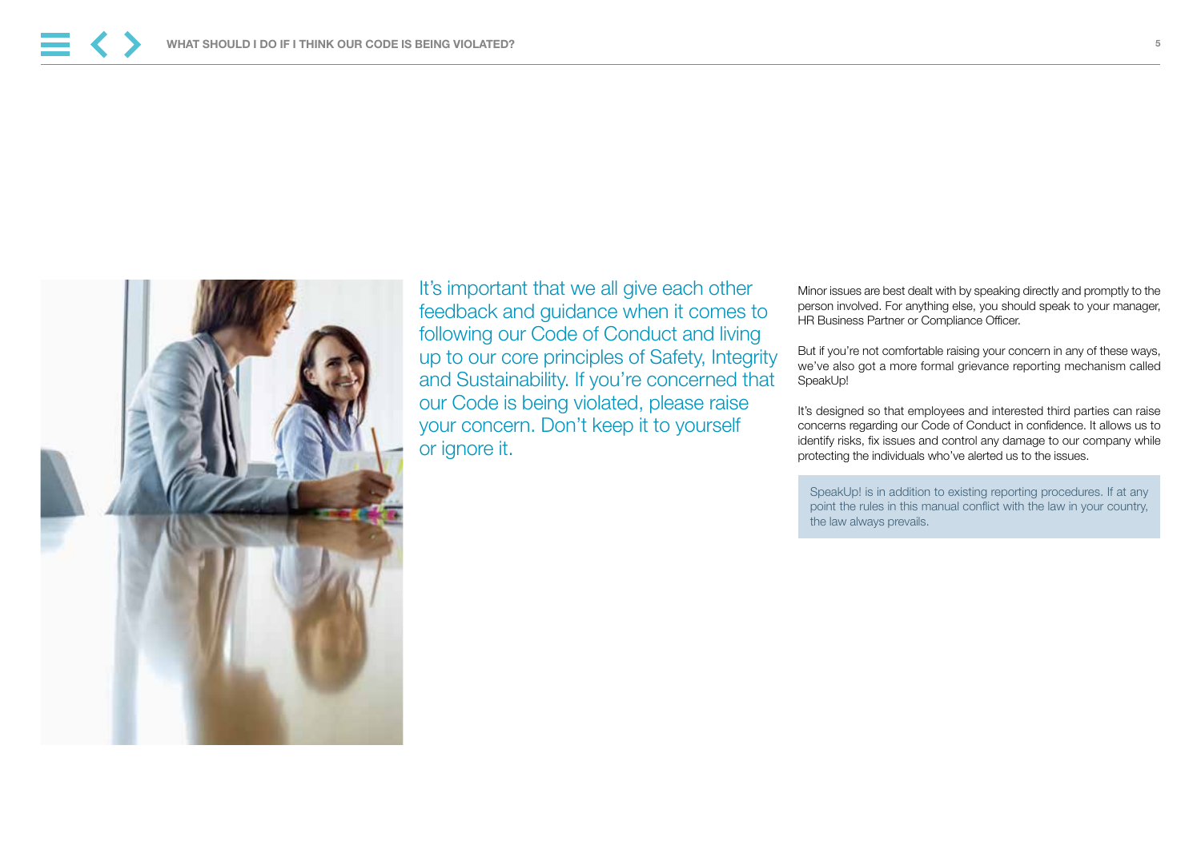# WHAT SHOULD I DO IF I THINK OUR CODE IS BEING VIOLATED?

It's important that we all give each other feedback and guidance when it comes to following our Code of Conduct and living up to our core principles of Safety, Integrity and Sustainability. If you're concerned that our Code is being violated, please raise your concern. Don't keep it to yourself or ignore it.

Minor issues are best dealt with by speaking directly and promptly to the person involved. For anything else, you should speak to your manager, HR Business Partner or Compliance Officer.

But if you're not comfortable raising your concern in any of these ways, we've also got a more formal grievance reporting mechanism called SpeakUp!

It's designed so that employees and interested third parties can raise concerns regarding our Code of Conduct in confidence. It allows us to identify risks, fix issues and control any damage to our company while protecting the individuals who've alerted us to the issues.

> SpeakUp! is in addition to existing reporting procedures. If at any point the rules in this manual conflict with the law in your country, the law always prevails.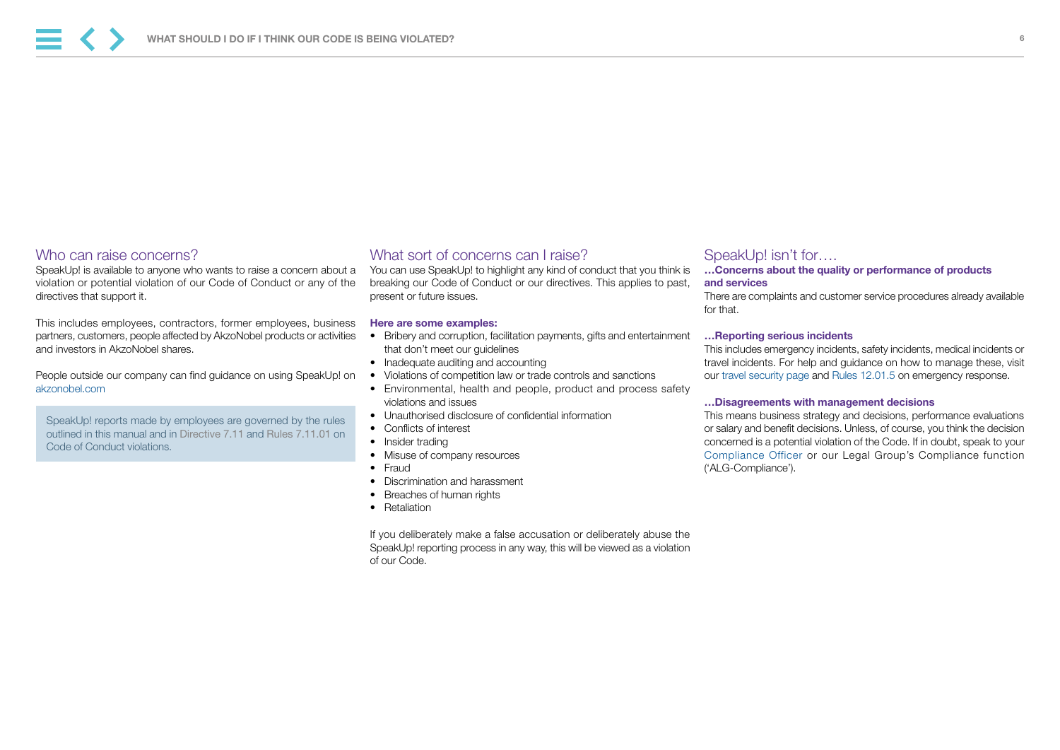## Who can raise concerns?

SpeakUp! is available to anyone who wants to raise a concern about a violation or potential violation of our Code of Conduct or any of the directives that support it.

This includes employees, contractors, former employees, business partners, customers, people affected by AkzoNobel products or activities and investors in AkzoNobel shares.

People outside our company can find guidance on using SpeakUp! on akzonobel.com

> SpeakUp! reports made by employees are governed by the rules outlined in this manual and in Directive 7.11 and Rules 7.11.01 on Code of Conduct violations.

## What sort of concerns can I raise?

You can use SpeakUp! to highlight any kind of conduct that you think is breaking our Code of Conduct or our directives. This applies to past, present or future issues.

**Here are some examples:**

- Bribery and corruption, facilitation payments, gifts and entertainment that don't meet our guidelines
- Inadequate auditing and accounting
- Violations of competition law or trade controls and sanctions
- Environmental, health and people, product and process safety violations and issues
- Unauthorised disclosure of confidential information
- Conflicts of interest
- Insider trading
- Misuse of company resources
- Fraud
- Discrimination and harassment
- Breaches of human rights
- Retaliation

If you deliberately make a false accusation or deliberately abuse the SpeakUp! reporting process in any way, this will be viewed as a violation of our Code.

## SpeakUp! isn't for….

**…Concerns about the quality or performance of products and services**

There are complaints and customer service procedures already available for that.

**…Reporting serious incidents**

This includes emergency incidents, safety incidents, medical incidents or travel incidents. For help and guidance on how to manage these, visit our travel security page and Rules 12.01.5 on emergency response.

**…Disagreements with management decisions**

This means business strategy and decisions, performance evaluations or salary and benefit decisions. Unless, of course, you think the decision concerned is a potential violation of the Code. If in doubt, speak to your Compliance Officer or our Legal Group's Compliance function ('ALG-Compliance').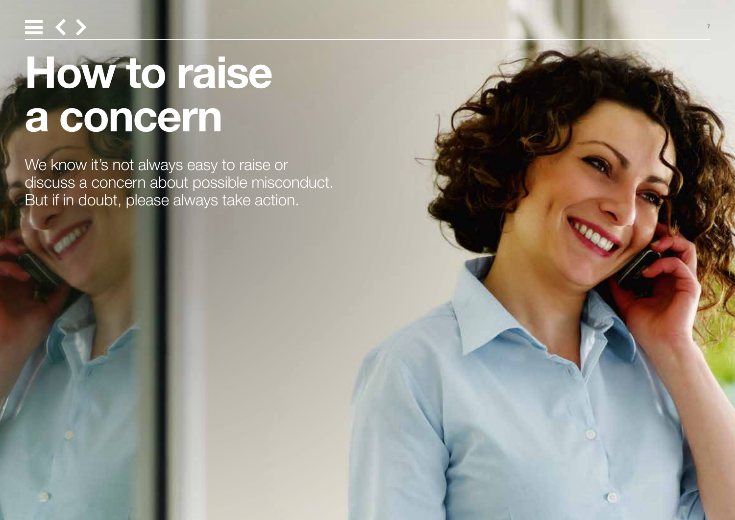# How to raise a concern

We know it's not always easy to raise or discuss a concern about possible misconduct. But if in doubt, please always take action.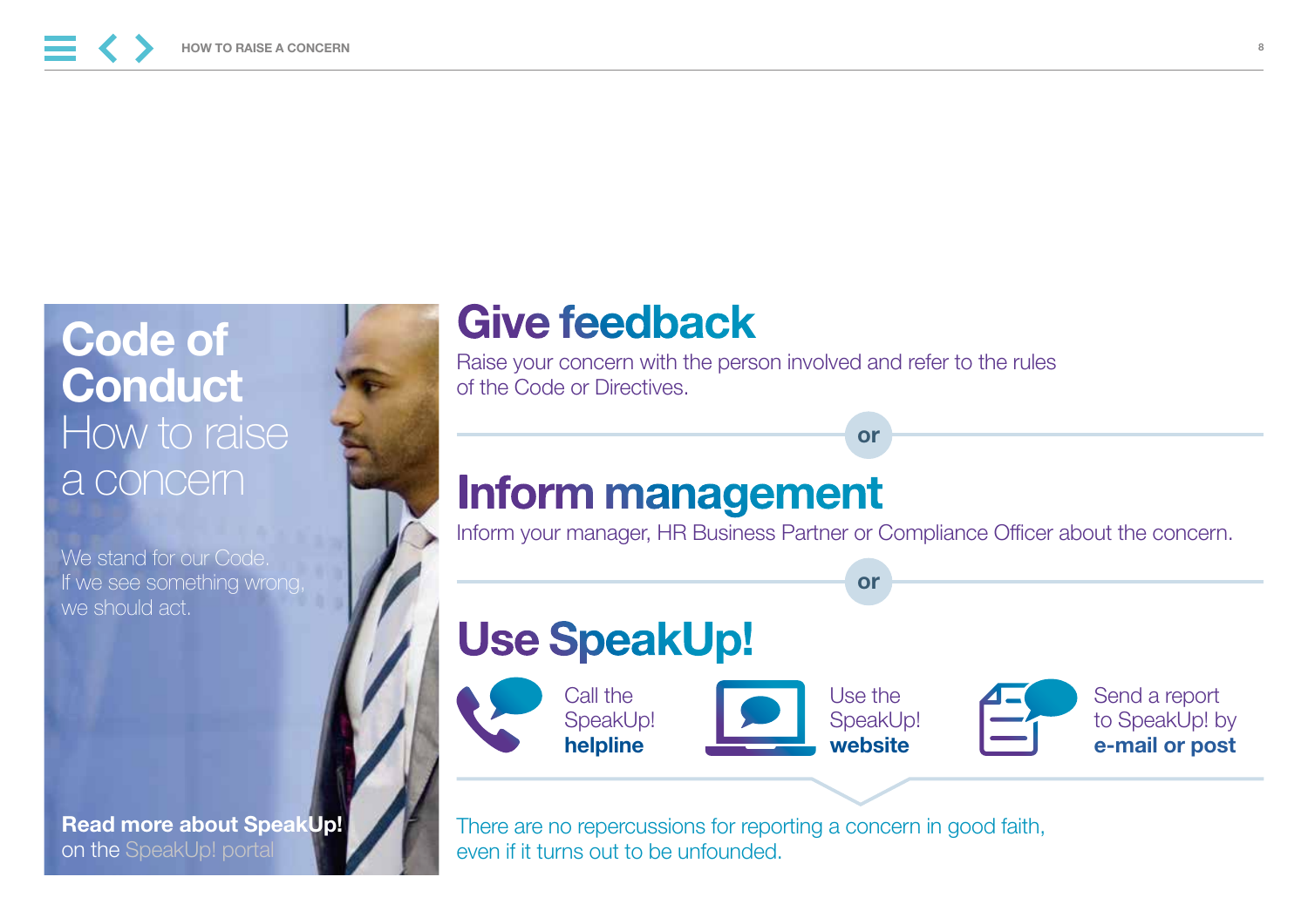# Code of Conduct

## How to raise a concern

We stand for our Code.
If we see something wrong, we should act.

**Read more about SpeakUp!**
on the SpeakUp! portal

## Give feedback

Raise your concern with the person involved and refer to the rules of the Code or Directives.

or

## Inform management

Inform your manager, HR Business Partner or Compliance Officer about the concern.

or

## Use SpeakUp!

- Call the SpeakUp! **helpline**
- Use the SpeakUp! **website**
- Send a report to SpeakUp! by **e-mail or post**

There are no repercussions for reporting a concern in good faith, even if it turns out to be unfounded.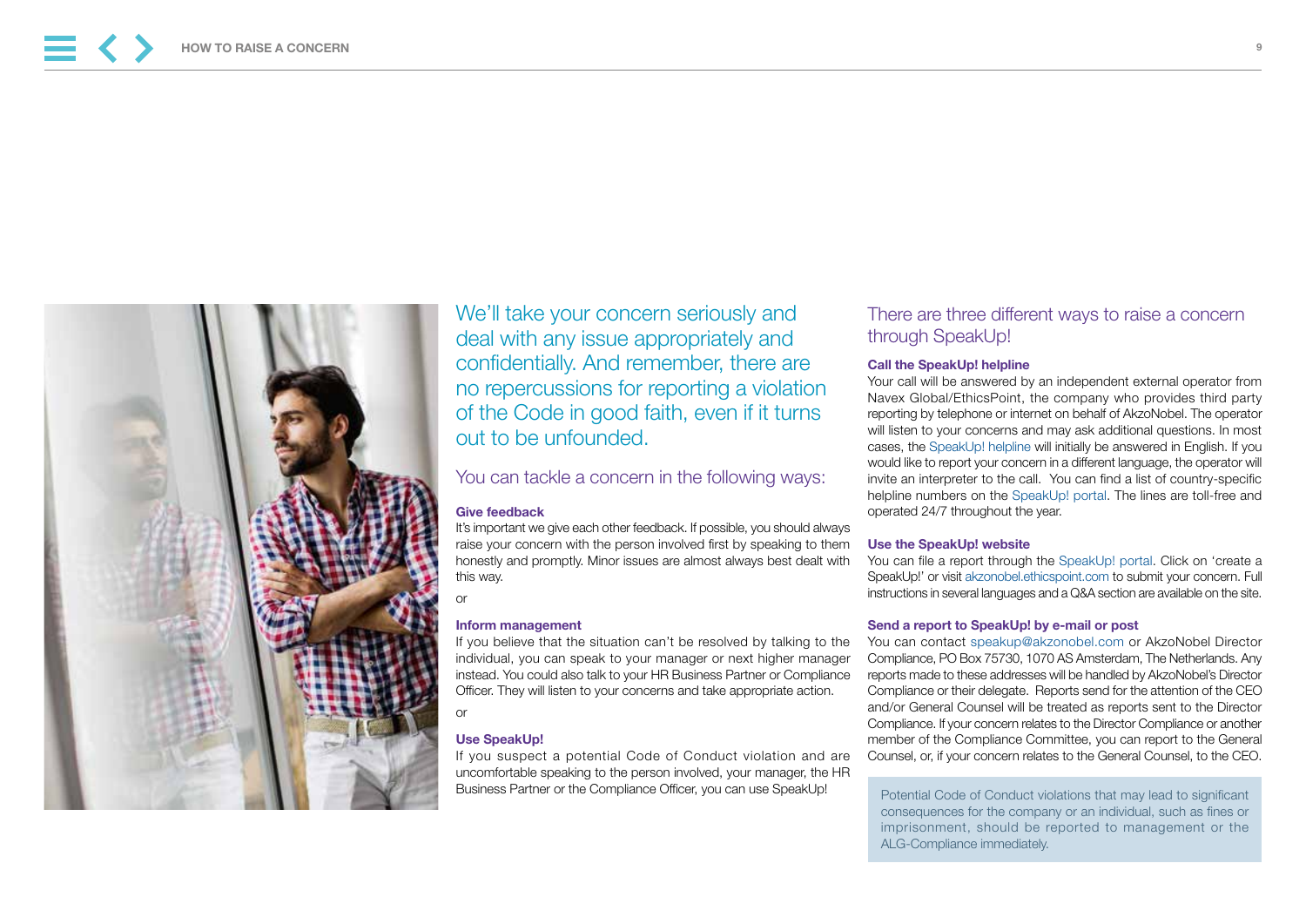## We'll take your concern seriously and deal with any issue appropriately and confidentially. And remember, there are no repercussions for reporting a violation of the Code in good faith, even if it turns out to be unfounded.

### You can tackle a concern in the following ways:

**Give feedback**

It's important we give each other feedback. If possible, you should always raise your concern with the person involved first by speaking to them honestly and promptly. Minor issues are almost always best dealt with this way.

or

**Inform management**

If you believe that the situation can't be resolved by talking to the individual, you can speak to your manager or next higher manager instead. You could also talk to your HR Business Partner or Compliance Officer. They will listen to your concerns and take appropriate action.

or

**Use SpeakUp!**

If you suspect a potential Code of Conduct violation and are uncomfortable speaking to the person involved, your manager, the HR Business Partner or the Compliance Officer, you can use SpeakUp!

### There are three different ways to raise a concern through SpeakUp!

**Call the SpeakUp! helpline**

Your call will be answered by an independent external operator from Navex Global/EthicsPoint, the company who provides third party reporting by telephone or internet on behalf of AkzoNobel. The operator will listen to your concerns and may ask additional questions. In most cases, the SpeakUp! helpline will initially be answered in English. If you would like to report your concern in a different language, the operator will invite an interpreter to the call. You can find a list of country-specific helpline numbers on the SpeakUp! portal. The lines are toll-free and operated 24/7 throughout the year.

**Use the SpeakUp! website**

You can file a report through the SpeakUp! portal. Click on 'create a SpeakUp!' or visit akzonobel.ethicspoint.com to submit your concern. Full instructions in several languages and a Q&A section are available on the site.

**Send a report to SpeakUp! by e-mail or post**

You can contact speakup@akzonobel.com or AkzoNobel Director Compliance, PO Box 75730, 1070 AS Amsterdam, The Netherlands. Any reports made to these addresses will be handled by AkzoNobel's Director Compliance or their delegate. Reports send for the attention of the CEO and/or General Counsel will be treated as reports sent to the Director Compliance. If your concern relates to the Director Compliance or another member of the Compliance Committee, you can report to the General Counsel, or, if your concern relates to the General Counsel, to the CEO.

Potential Code of Conduct violations that may lead to significant consequences for the company or an individual, such as fines or imprisonment, should be reported to management or the ALG-Compliance immediately.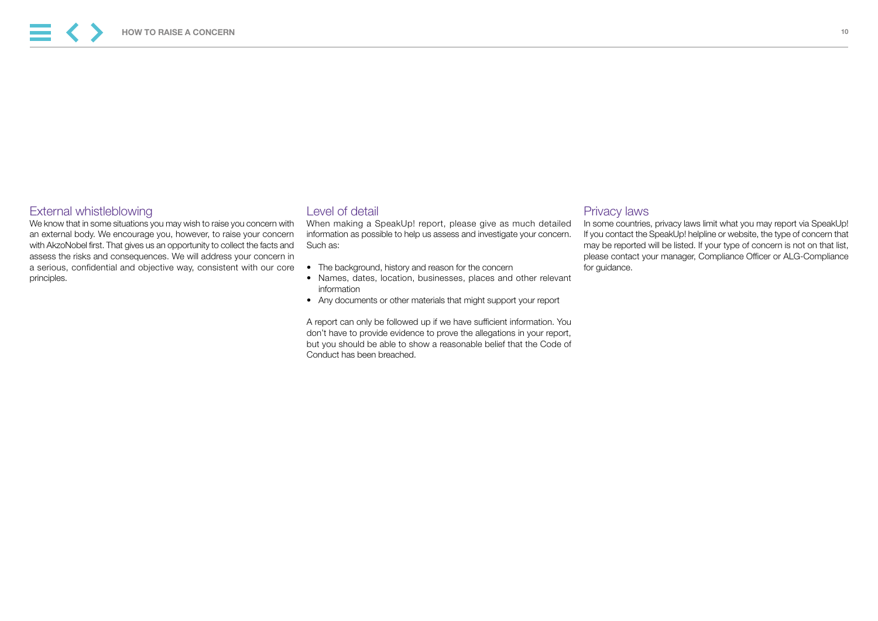## External whistleblowing

We know that in some situations you may wish to raise you concern with an external body. We encourage you, however, to raise your concern with AkzoNobel first. That gives us an opportunity to collect the facts and assess the risks and consequences. We will address your concern in a serious, confidential and objective way, consistent with our core principles.

## Level of detail

When making a SpeakUp! report, please give as much detailed information as possible to help us assess and investigate your concern. Such as:

- The background, history and reason for the concern
- Names, dates, location, businesses, places and other relevant information
- Any documents or other materials that might support your report

A report can only be followed up if we have sufficient information. You don't have to provide evidence to prove the allegations in your report, but you should be able to show a reasonable belief that the Code of Conduct has been breached.

## Privacy laws

In some countries, privacy laws limit what you may report via SpeakUp! If you contact the SpeakUp! helpline or website, the type of concern that may be reported will be listed. If your type of concern is not on that list, please contact your manager, Compliance Officer or ALG-Compliance for guidance.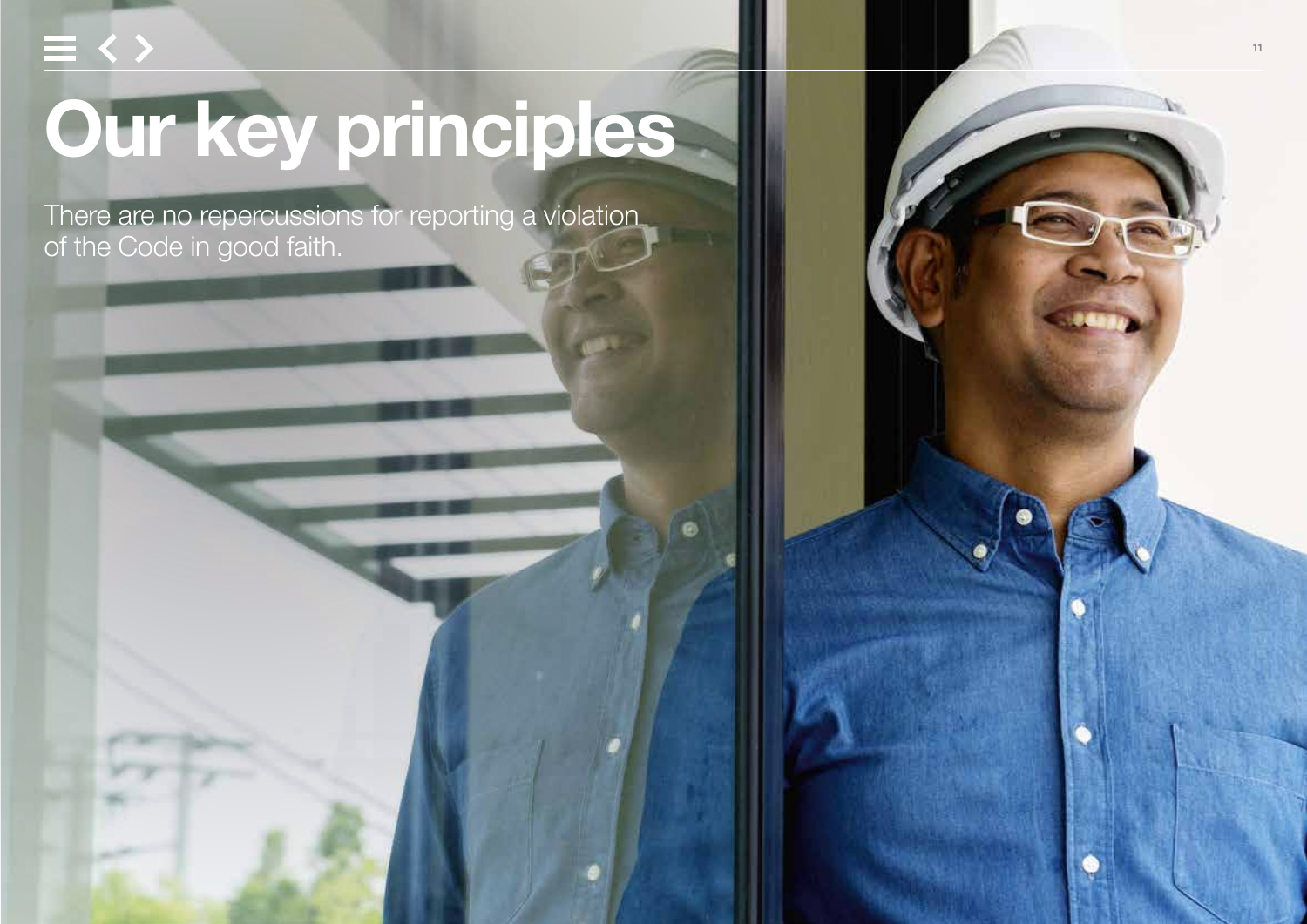# Our key principles

There are no repercussions for reporting a violation of the Code in good faith.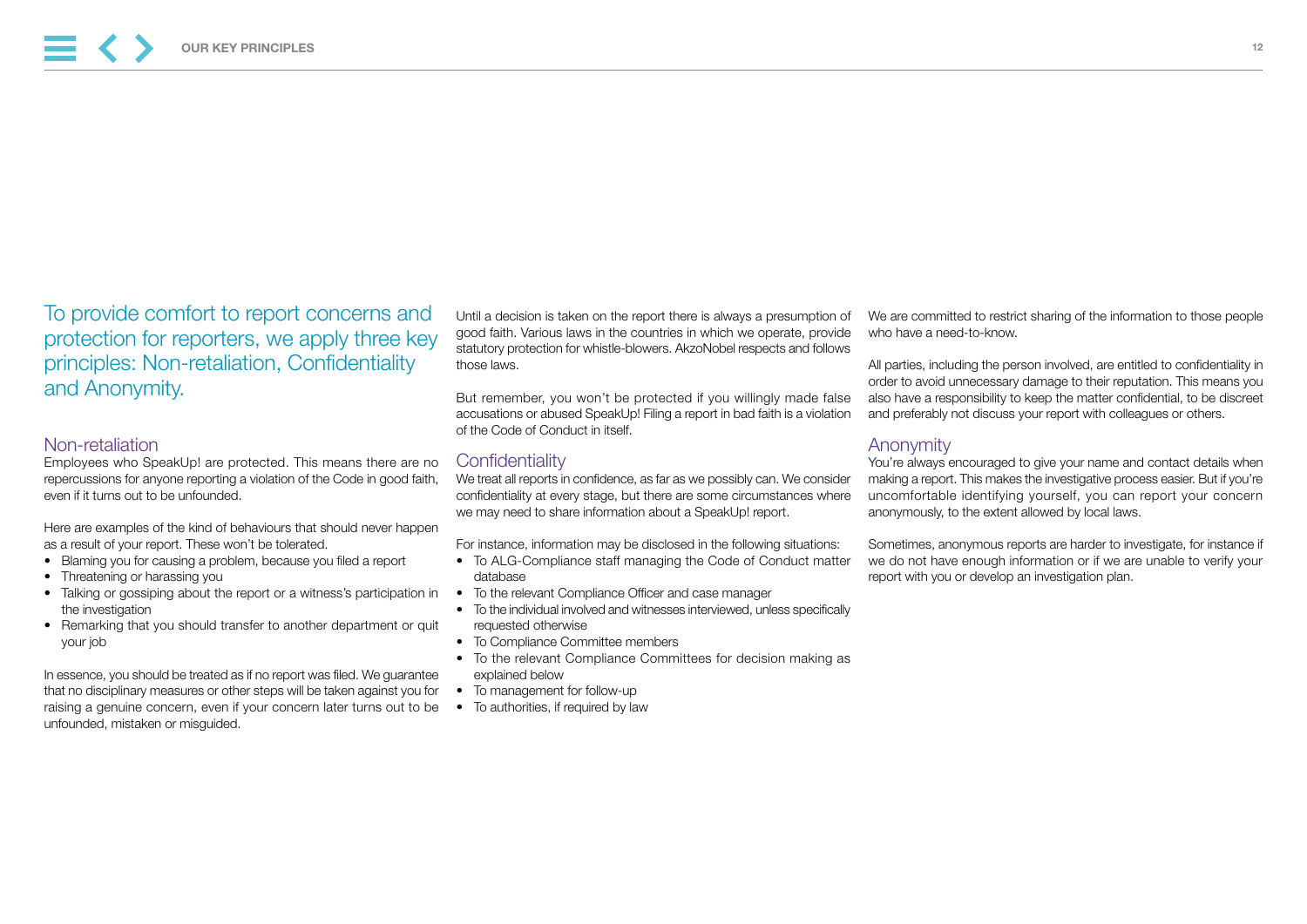## To provide comfort to report concerns and protection for reporters, we apply three key principles: Non-retaliation, Confidentiality and Anonymity.

### Non-retaliation

Employees who SpeakUp! are protected. This means there are no repercussions for anyone reporting a violation of the Code in good faith, even if it turns out to be unfounded.

Here are examples of the kind of behaviours that should never happen as a result of your report. These won't be tolerated.

- Blaming you for causing a problem, because you filed a report
- Threatening or harassing you
- Talking or gossiping about the report or a witness's participation in the investigation
- Remarking that you should transfer to another department or quit your job

In essence, you should be treated as if no report was filed. We guarantee that no disciplinary measures or other steps will be taken against you for raising a genuine concern, even if your concern later turns out to be unfounded, mistaken or misguided.

Until a decision is taken on the report there is always a presumption of good faith. Various laws in the countries in which we operate, provide statutory protection for whistle-blowers. AkzoNobel respects and follows those laws.

But remember, you won't be protected if you willingly made false accusations or abused SpeakUp! Filing a report in bad faith is a violation of the Code of Conduct in itself.

### Confidentiality

We treat all reports in confidence, as far as we possibly can. We consider confidentiality at every stage, but there are some circumstances where we may need to share information about a SpeakUp! report.

For instance, information may be disclosed in the following situations:

- To ALG-Compliance staff managing the Code of Conduct matter database
- To the relevant Compliance Officer and case manager
- To the individual involved and witnesses interviewed, unless specifically requested otherwise
- To Compliance Committee members
- To the relevant Compliance Committees for decision making as explained below
- To management for follow-up
- To authorities, if required by law

We are committed to restrict sharing of the information to those people who have a need-to-know.

All parties, including the person involved, are entitled to confidentiality in order to avoid unnecessary damage to their reputation. This means you also have a responsibility to keep the matter confidential, to be discreet and preferably not discuss your report with colleagues or others.

### Anonymity

You're always encouraged to give your name and contact details when making a report. This makes the investigative process easier. But if you're uncomfortable identifying yourself, you can report your concern anonymously, to the extent allowed by local laws.

Sometimes, anonymous reports are harder to investigate, for instance if we do not have enough information or if we are unable to verify your report with you or develop an investigation plan.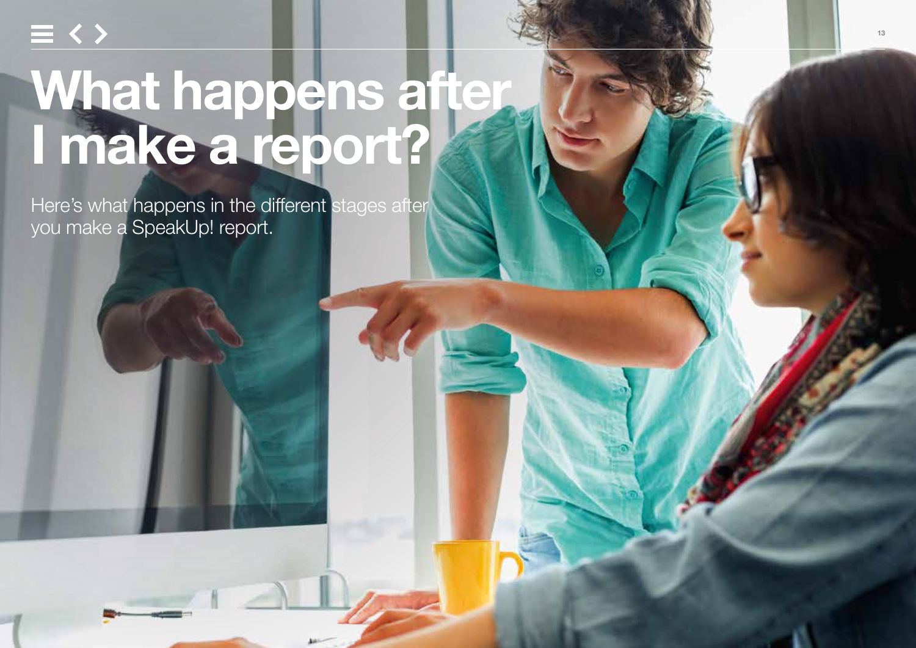# What happens after I make a report?

Here's what happens in the different stages after you make a SpeakUp! report.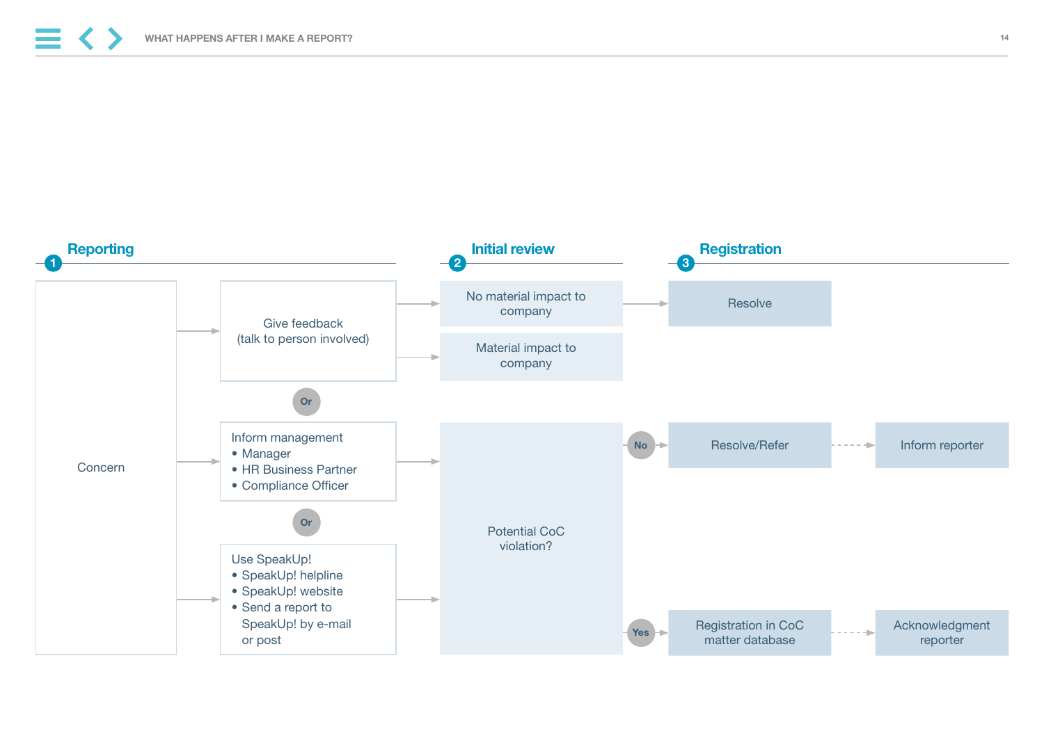## 1 Reporting

Concern

- Give feedback (talk to person involved)

Or

- Inform management
  - Manager
  - HR Business Partner
  - Compliance Officer

Or

- Use SpeakUp!
  - SpeakUp! helpline
  - SpeakUp! website
  - Send a report to SpeakUp! by e-mail or post

## 2 Initial review

Give feedback (talk to person involved):

- No material impact to company
- Material impact to company

Inform management / Use SpeakUp!:

- Potential CoC violation?

## 3 Registration

- No material impact to company → Resolve
- Potential CoC violation? No → Resolve/Refer → Inform reporter
- Potential CoC violation? Yes → Registration in CoC matter database → Acknowledgment reporter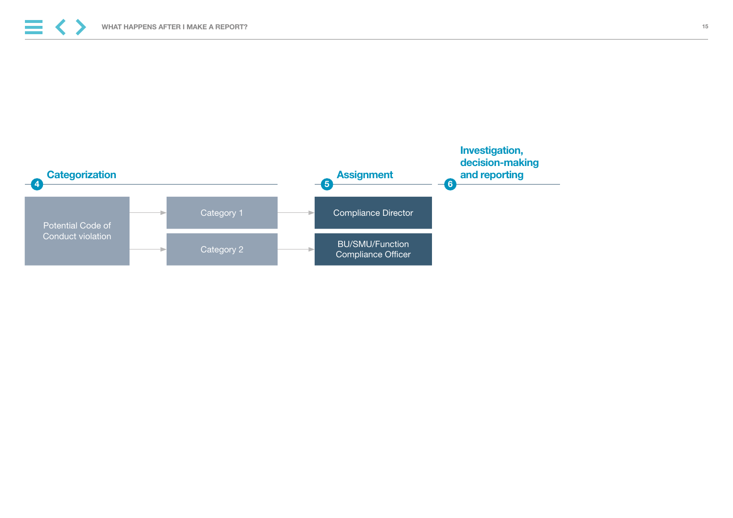## 4 Categorization

Potential Code of Conduct violation

- Category 1
- Category 2

## 5 Assignment

- Compliance Director
- BU/SMU/Function Compliance Officer

## 6 Investigation, decision-making and reporting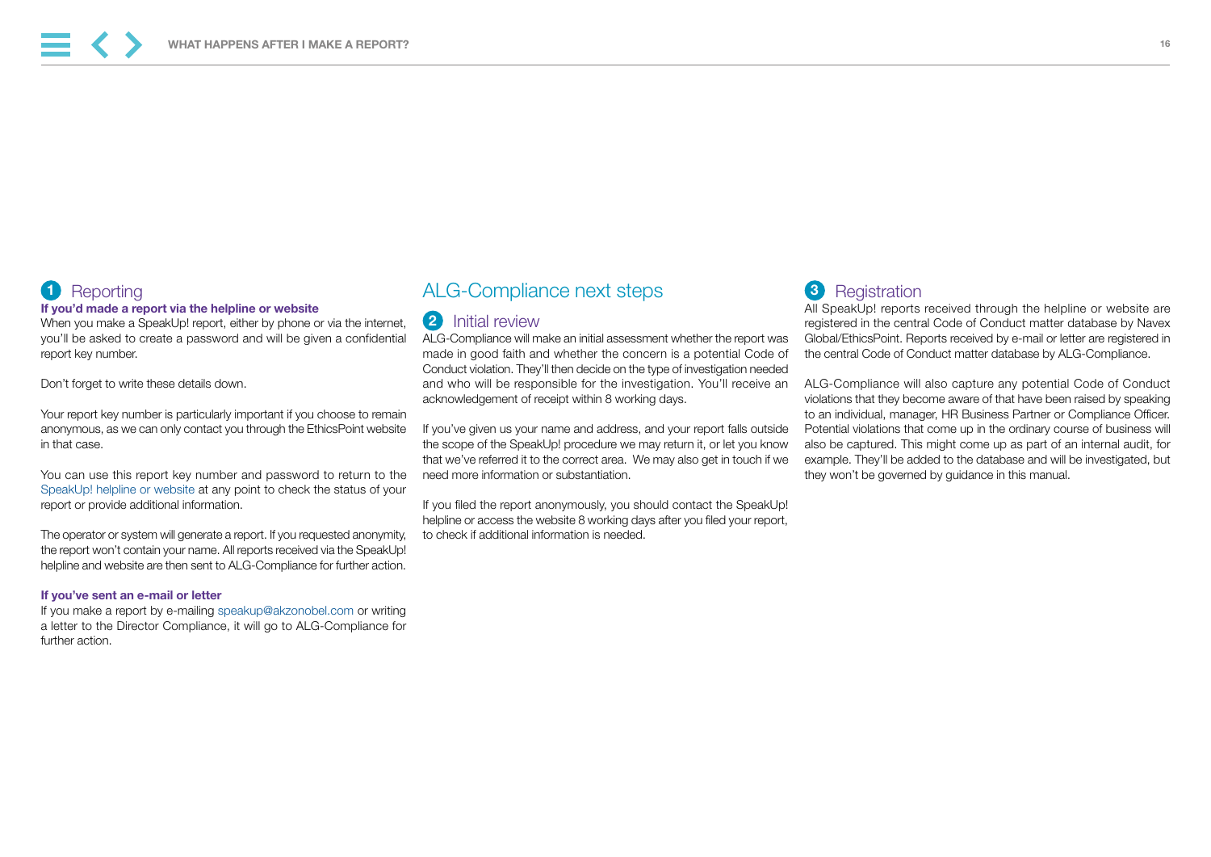## 1 Reporting

**If you'd made a report via the helpline or website**

When you make a SpeakUp! report, either by phone or via the internet, you'll be asked to create a password and will be given a confidential report key number.

Don't forget to write these details down.

Your report key number is particularly important if you choose to remain anonymous, as we can only contact you through the EthicsPoint website in that case.

You can use this report key number and password to return to the SpeakUp! helpline or website at any point to check the status of your report or provide additional information.

The operator or system will generate a report. If you requested anonymity, the report won't contain your name. All reports received via the SpeakUp! helpline and website are then sent to ALG-Compliance for further action.

**If you've sent an e-mail or letter**

If you make a report by e-mailing speakup@akzonobel.com or writing a letter to the Director Compliance, it will go to ALG-Compliance for further action.

# ALG-Compliance next steps

## 2 Initial review

ALG-Compliance will make an initial assessment whether the report was made in good faith and whether the concern is a potential Code of Conduct violation. They'll then decide on the type of investigation needed and who will be responsible for the investigation. You'll receive an acknowledgement of receipt within 8 working days.

If you've given us your name and address, and your report falls outside the scope of the SpeakUp! procedure we may return it, or let you know that we've referred it to the correct area. We may also get in touch if we need more information or substantiation.

If you filed the report anonymously, you should contact the SpeakUp! helpline or access the website 8 working days after you filed your report, to check if additional information is needed.

## 3 Registration

All SpeakUp! reports received through the helpline or website are registered in the central Code of Conduct matter database by Navex Global/EthicsPoint. Reports received by e-mail or letter are registered in the central Code of Conduct matter database by ALG-Compliance.

ALG-Compliance will also capture any potential Code of Conduct violations that they become aware of that have been raised by speaking to an individual, manager, HR Business Partner or Compliance Officer. Potential violations that come up in the ordinary course of business will also be captured. This might come up as part of an internal audit, for example. They'll be added to the database and will be investigated, but they won't be governed by guidance in this manual.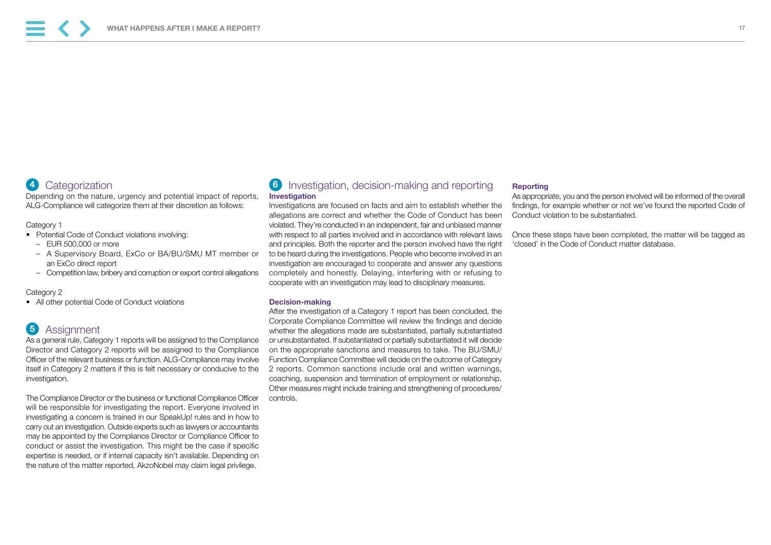## 4 Categorization

Depending on the nature, urgency and potential impact of reports, ALG-Compliance will categorize them at their discretion as follows:

Category 1

- Potential Code of Conduct violations involving:
  - EUR 500,000 or more
  - A Supervisory Board, ExCo or BA/BU/SMU MT member or an ExCo direct report
  - Competition law, bribery and corruption or export control allegations

Category 2

- All other potential Code of Conduct violations

## 5 Assignment

As a general rule, Category 1 reports will be assigned to the Compliance Director and Category 2 reports will be assigned to the Compliance Officer of the relevant business or function. ALG-Compliance may involve itself in Category 2 matters if this is felt necessary or conducive to the investigation.

The Compliance Director or the business or functional Compliance Officer will be responsible for investigating the report. Everyone involved in investigating a concern is trained in our SpeakUp! rules and in how to carry out an investigation. Outside experts such as lawyers or accountants may be appointed by the Compliance Director or Compliance Officer to conduct or assist the investigation. This might be the case if specific expertise is needed, or if internal capacity isn't available. Depending on the nature of the matter reported, AkzoNobel may claim legal privilege.

## 6 Investigation, decision-making and reporting

### Investigation

Investigations are focused on facts and aim to establish whether the allegations are correct and whether the Code of Conduct has been violated. They're conducted in an independent, fair and unbiased manner with respect to all parties involved and in accordance with relevant laws and principles. Both the reporter and the person involved have the right to be heard during the investigations. People who become involved in an investigation are encouraged to cooperate and answer any questions completely and honestly. Delaying, interfering with or refusing to cooperate with an investigation may lead to disciplinary measures.

### Decision-making

After the investigation of a Category 1 report has been concluded, the Corporate Compliance Committee will review the findings and decide whether the allegations made are substantiated, partially substantiated or unsubstantiated. If substantiated or partially substantiated it will decide on the appropriate sanctions and measures to take. The BU/SMU/Function Compliance Committee will decide on the outcome of Category 2 reports. Common sanctions include oral and written warnings, coaching, suspension and termination of employment or relationship. Other measures might include training and strengthening of procedures/controls.

### Reporting

As appropriate, you and the person involved will be informed of the overall findings, for example whether or not we've found the reported Code of Conduct violation to be substantiated.

Once these steps have been completed, the matter will be tagged as 'closed' in the Code of Conduct matter database.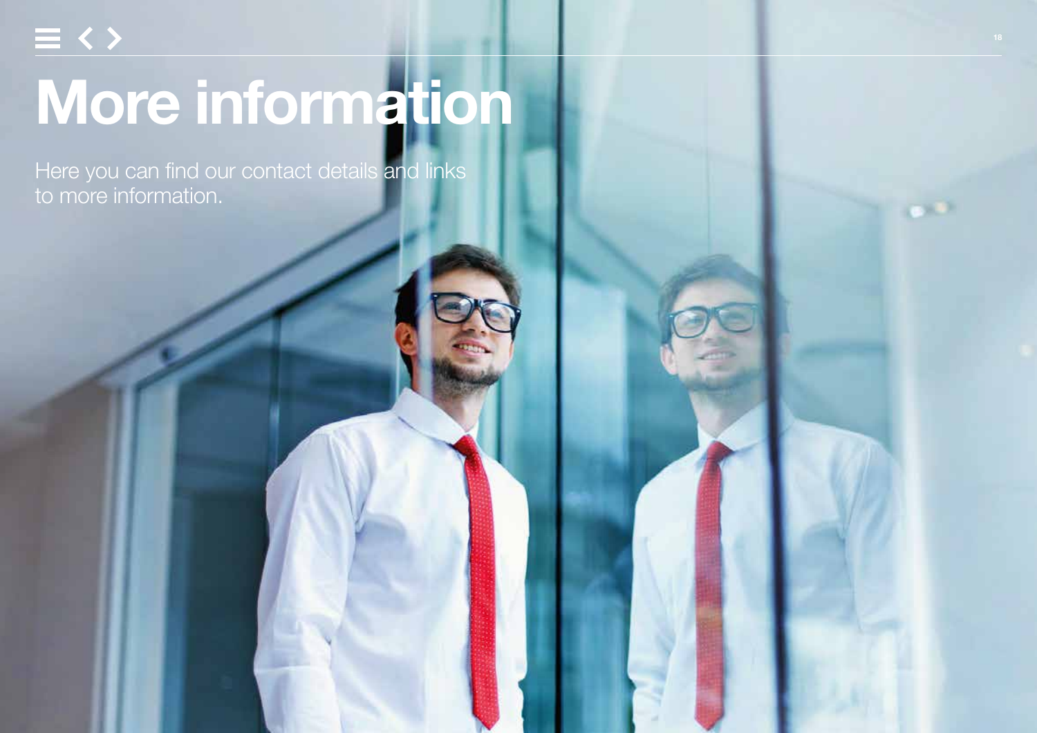# More information

Here you can find our contact details and links to more information.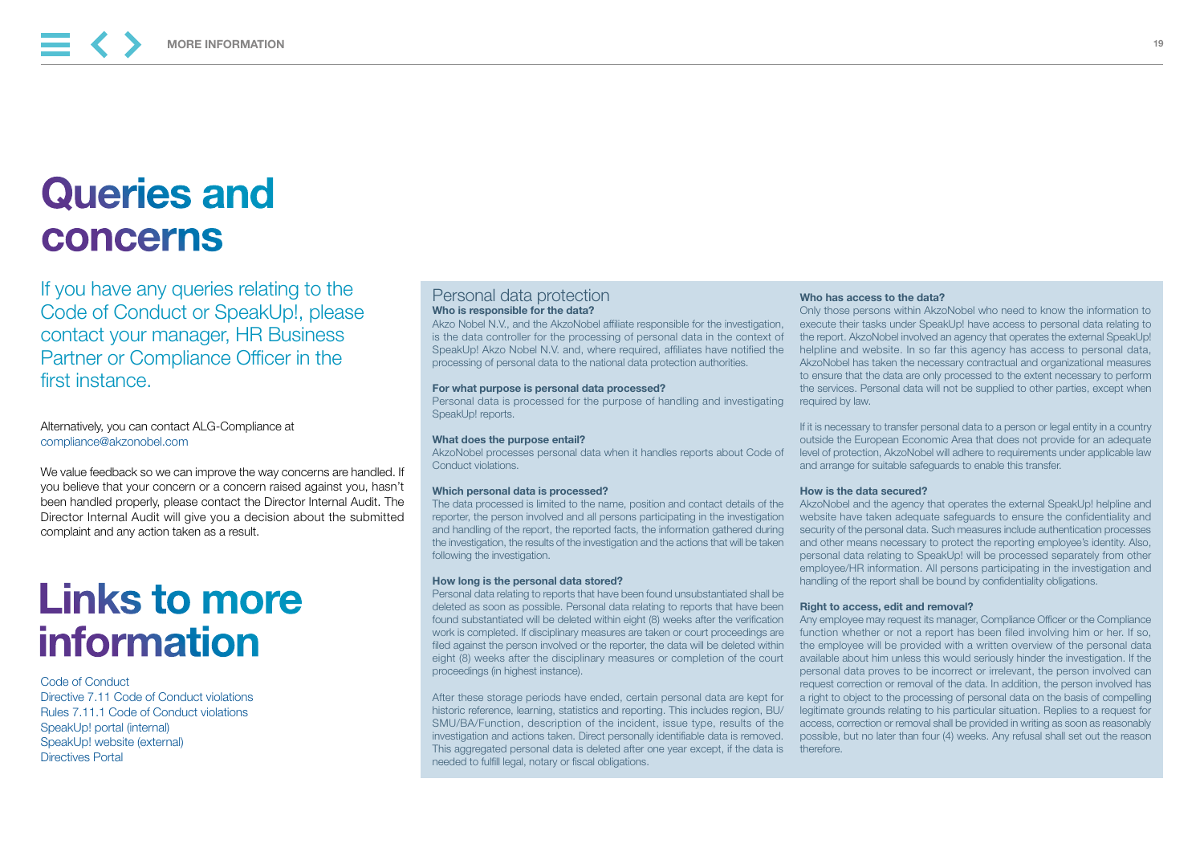# Queries and concerns

If you have any queries relating to the Code of Conduct or SpeakUp!, please contact your manager, HR Business Partner or Compliance Officer in the first instance.

Alternatively, you can contact ALG-Compliance at compliance@akzonobel.com

We value feedback so we can improve the way concerns are handled. If you believe that your concern or a concern raised against you, hasn't been handled properly, please contact the Director Internal Audit. The Director Internal Audit will give you a decision about the submitted complaint and any action taken as a result.

# Links to more information

Code of Conduct
Directive 7.11 Code of Conduct violations
Rules 7.11.1 Code of Conduct violations
SpeakUp! portal (internal)
SpeakUp! website (external)
Directives Portal

## Personal data protection

**Who is responsible for the data?**
Akzo Nobel N.V., and the AkzoNobel affiliate responsible for the investigation, is the data controller for the processing of personal data in the context of SpeakUp! Akzo Nobel N.V. and, where required, affiliates have notified the processing of personal data to the national data protection authorities.

**For what purpose is personal data processed?**
Personal data is processed for the purpose of handling and investigating SpeakUp! reports.

**What does the purpose entail?**
AkzoNobel processes personal data when it handles reports about Code of Conduct violations.

**Which personal data is processed?**
The data processed is limited to the name, position and contact details of the reporter, the person involved and all persons participating in the investigation and handling of the report, the reported facts, the information gathered during the investigation, the results of the investigation and the actions that will be taken following the investigation.

**How long is the personal data stored?**
Personal data relating to reports that have been found unsubstantiated shall be deleted as soon as possible. Personal data relating to reports that have been found substantiated will be deleted within eight (8) weeks after the verification work is completed. If disciplinary measures are taken or court proceedings are filed against the person involved or the reporter, the data will be deleted within eight (8) weeks after the disciplinary measures or completion of the court proceedings (in highest instance).

After these storage periods have ended, certain personal data are kept for historic reference, learning, statistics and reporting. This includes region, BU/SMU/BA/Function, description of the incident, issue type, results of the investigation and actions taken. Direct personally identifiable data is removed. This aggregated personal data is deleted after one year except, if the data is needed to fulfill legal, notary or fiscal obligations.

**Who has access to the data?**
Only those persons within AkzoNobel who need to know the information to execute their tasks under SpeakUp! have access to personal data relating to the report. AkzoNobel involved an agency that operates the external SpeakUp! helpline and website. In so far this agency has access to personal data, AkzoNobel has taken the necessary contractual and organizational measures to ensure that the data are only processed to the extent necessary to perform the services. Personal data will not be supplied to other parties, except when required by law.

If it is necessary to transfer personal data to a person or legal entity in a country outside the European Economic Area that does not provide for an adequate level of protection, AkzoNobel will adhere to requirements under applicable law and arrange for suitable safeguards to enable this transfer.

**How is the data secured?**
AkzoNobel and the agency that operates the external SpeakUp! helpline and website have taken adequate safeguards to ensure the confidentiality and security of the personal data. Such measures include authentication processes and other means necessary to protect the reporting employee's identity. Also, personal data relating to SpeakUp! will be processed separately from other employee/HR information. All persons participating in the investigation and handling of the report shall be bound by confidentiality obligations.

**Right to access, edit and removal?**
Any employee may request its manager, Compliance Officer or the Compliance function whether or not a report has been filed involving him or her. If so, the employee will be provided with a written overview of the personal data available about him unless this would seriously hinder the investigation. If the personal data proves to be incorrect or irrelevant, the person involved can request correction or removal of the data. In addition, the person involved has a right to object to the processing of personal data on the basis of compelling legitimate grounds relating to his particular situation. Replies to a request for access, correction or removal shall be provided in writing as soon as reasonably possible, but no later than four (4) weeks. Any refusal shall set out the reason therefore.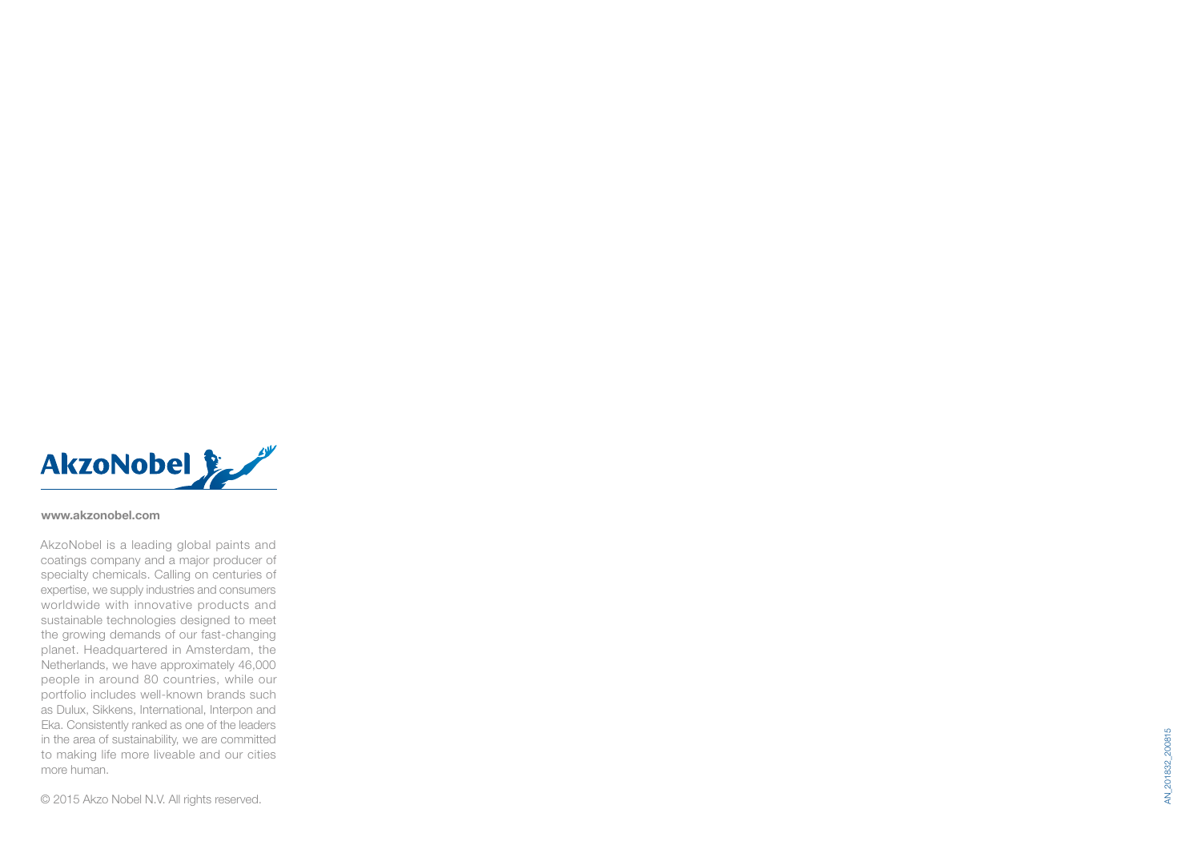AkzoNobel

**www.akzonobel.com**

AkzoNobel is a leading global paints and coatings company and a major producer of specialty chemicals. Calling on centuries of expertise, we supply industries and consumers worldwide with innovative products and sustainable technologies designed to meet the growing demands of our fast-changing planet. Headquartered in Amsterdam, the Netherlands, we have approximately 46,000 people in around 80 countries, while our portfolio includes well-known brands such as Dulux, Sikkens, International, Interpon and Eka. Consistently ranked as one of the leaders in the area of sustainability, we are committed to making life more liveable and our cities more human.

© 2015 Akzo Nobel N.V. All rights reserved.

AN_201832_200815